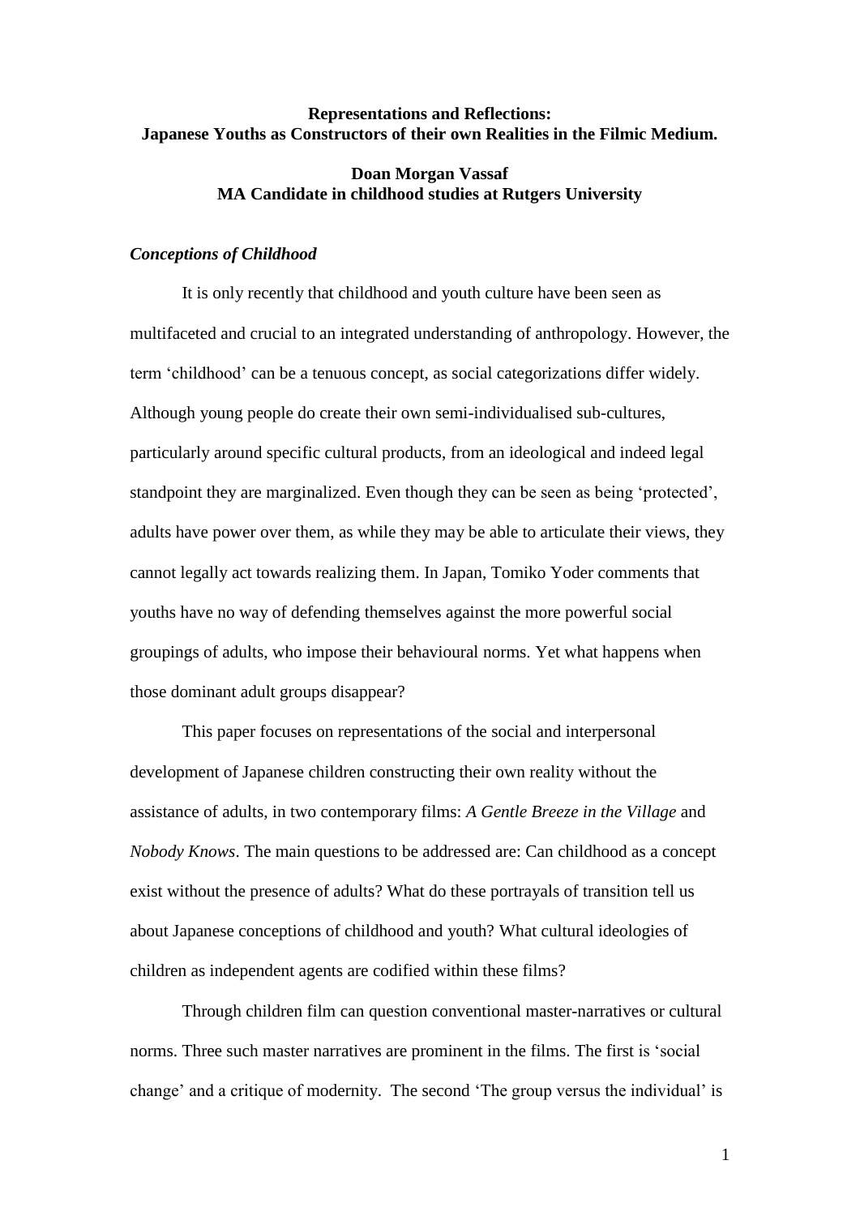**Representations and Reflections:**
**Japanese Youths as Constructors of their own Realities in the Filmic Medium.**

**Doan Morgan Vassaf**
**MA Candidate in childhood studies at Rutgers University**

### *Conceptions of Childhood*

It is only recently that childhood and youth culture have been seen as multifaceted and crucial to an integrated understanding of anthropology. However, the term 'childhood' can be a tenuous concept, as social categorizations differ widely. Although young people do create their own semi-individualised sub-cultures, particularly around specific cultural products, from an ideological and indeed legal standpoint they are marginalized. Even though they can be seen as being 'protected', adults have power over them, as while they may be able to articulate their views, they cannot legally act towards realizing them. In Japan, Tomiko Yoder comments that youths have no way of defending themselves against the more powerful social groupings of adults, who impose their behavioural norms. Yet what happens when those dominant adult groups disappear?

This paper focuses on representations of the social and interpersonal development of Japanese children constructing their own reality without the assistance of adults, in two contemporary films: *A Gentle Breeze in the Village* and *Nobody Knows*. The main questions to be addressed are: Can childhood as a concept exist without the presence of adults? What do these portrayals of transition tell us about Japanese conceptions of childhood and youth? What cultural ideologies of children as independent agents are codified within these films?

Through children film can question conventional master-narratives or cultural norms. Three such master narratives are prominent in the films. The first is 'social change' and a critique of modernity. The second 'The group versus the individual' is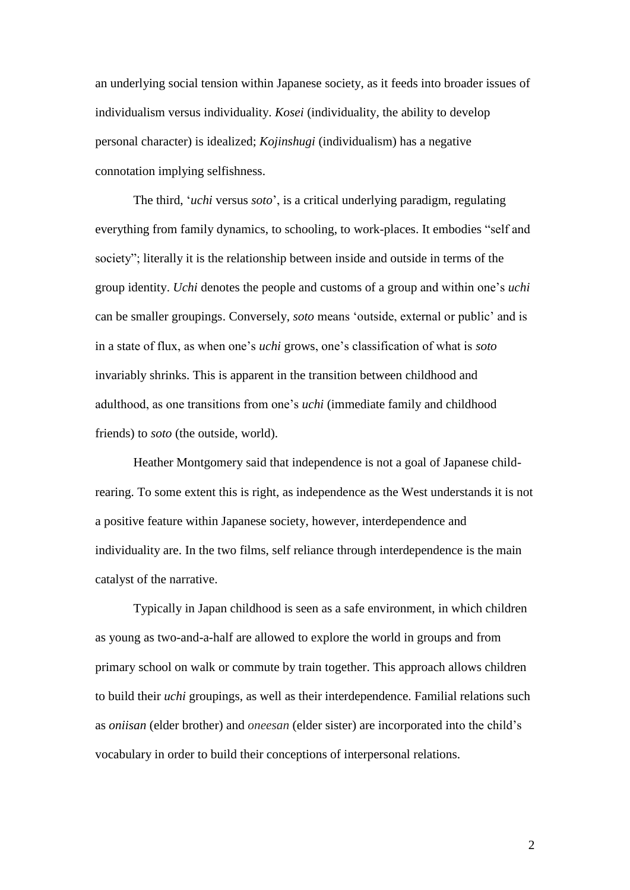an underlying social tension within Japanese society, as it feeds into broader issues of individualism versus individuality. *Kosei* (individuality, the ability to develop personal character) is idealized; *Kojinshugi* (individualism) has a negative connotation implying selfishness.

The third, '*uchi* versus *soto*', is a critical underlying paradigm, regulating everything from family dynamics, to schooling, to work-places. It embodies "self and society"; literally it is the relationship between inside and outside in terms of the group identity. *Uchi* denotes the people and customs of a group and within one's *uchi* can be smaller groupings. Conversely, *soto* means 'outside, external or public' and is in a state of flux, as when one's *uchi* grows, one's classification of what is *soto* invariably shrinks. This is apparent in the transition between childhood and adulthood, as one transitions from one's *uchi* (immediate family and childhood friends) to *soto* (the outside, world).

Heather Montgomery said that independence is not a goal of Japanese child-rearing. To some extent this is right, as independence as the West understands it is not a positive feature within Japanese society, however, interdependence and individuality are. In the two films, self reliance through interdependence is the main catalyst of the narrative.

Typically in Japan childhood is seen as a safe environment, in which children as young as two-and-a-half are allowed to explore the world in groups and from primary school on walk or commute by train together. This approach allows children to build their *uchi* groupings, as well as their interdependence. Familial relations such as *oniisan* (elder brother) and *oneesan* (elder sister) are incorporated into the child's vocabulary in order to build their conceptions of interpersonal relations.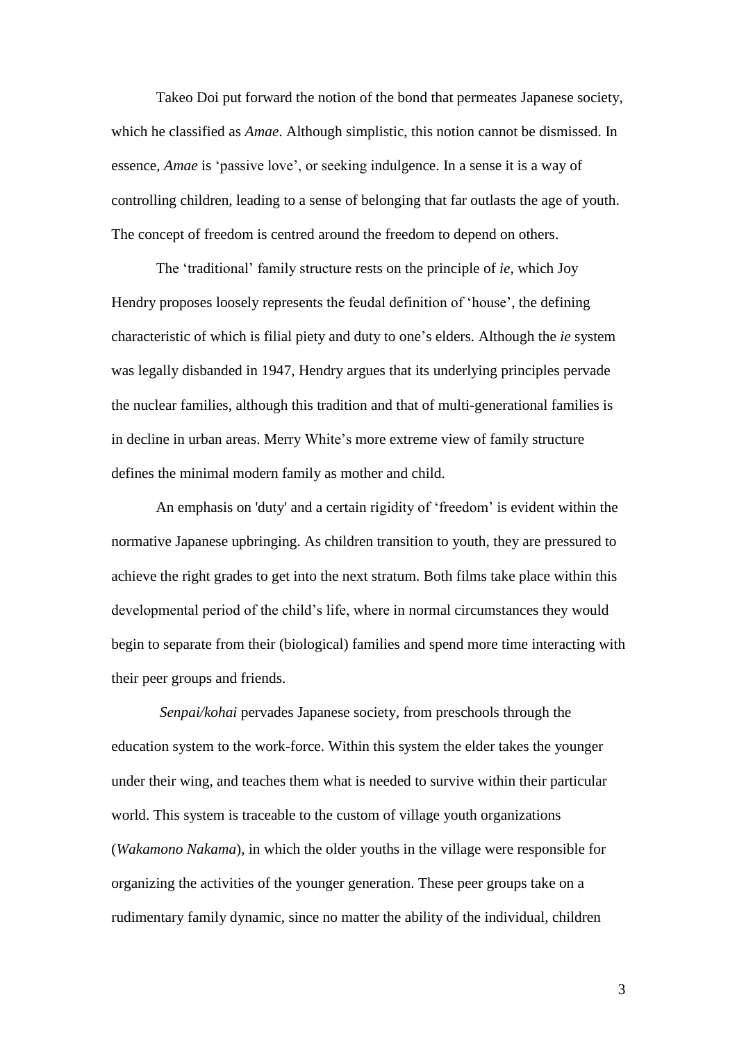Takeo Doi put forward the notion of the bond that permeates Japanese society, which he classified as *Amae*. Although simplistic, this notion cannot be dismissed. In essence, *Amae* is 'passive love', or seeking indulgence. In a sense it is a way of controlling children, leading to a sense of belonging that far outlasts the age of youth. The concept of freedom is centred around the freedom to depend on others.

The 'traditional' family structure rests on the principle of *ie*, which Joy Hendry proposes loosely represents the feudal definition of 'house', the defining characteristic of which is filial piety and duty to one's elders. Although the *ie* system was legally disbanded in 1947, Hendry argues that its underlying principles pervade the nuclear families, although this tradition and that of multi-generational families is in decline in urban areas. Merry White's more extreme view of family structure defines the minimal modern family as mother and child.

An emphasis on 'duty' and a certain rigidity of 'freedom' is evident within the normative Japanese upbringing. As children transition to youth, they are pressured to achieve the right grades to get into the next stratum. Both films take place within this developmental period of the child's life, where in normal circumstances they would begin to separate from their (biological) families and spend more time interacting with their peer groups and friends.

*Senpai/kohai* pervades Japanese society, from preschools through the education system to the work-force. Within this system the elder takes the younger under their wing, and teaches them what is needed to survive within their particular world. This system is traceable to the custom of village youth organizations (*Wakamono Nakama*), in which the older youths in the village were responsible for organizing the activities of the younger generation. These peer groups take on a rudimentary family dynamic, since no matter the ability of the individual, children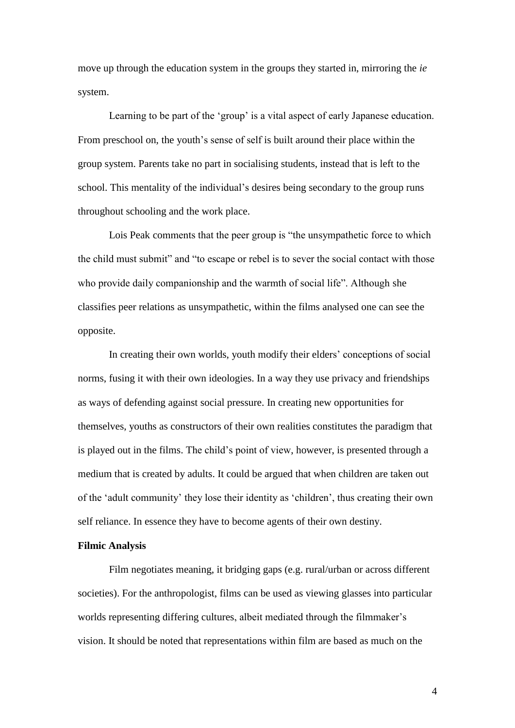move up through the education system in the groups they started in, mirroring the *ie* system.

Learning to be part of the 'group' is a vital aspect of early Japanese education. From preschool on, the youth's sense of self is built around their place within the group system. Parents take no part in socialising students, instead that is left to the school. This mentality of the individual's desires being secondary to the group runs throughout schooling and the work place.

Lois Peak comments that the peer group is "the unsympathetic force to which the child must submit" and "to escape or rebel is to sever the social contact with those who provide daily companionship and the warmth of social life". Although she classifies peer relations as unsympathetic, within the films analysed one can see the opposite.

In creating their own worlds, youth modify their elders' conceptions of social norms, fusing it with their own ideologies. In a way they use privacy and friendships as ways of defending against social pressure. In creating new opportunities for themselves, youths as constructors of their own realities constitutes the paradigm that is played out in the films. The child's point of view, however, is presented through a medium that is created by adults. It could be argued that when children are taken out of the 'adult community' they lose their identity as 'children', thus creating their own self reliance. In essence they have to become agents of their own destiny.

**Filmic Analysis**

Film negotiates meaning, it bridging gaps (e.g. rural/urban or across different societies). For the anthropologist, films can be used as viewing glasses into particular worlds representing differing cultures, albeit mediated through the filmmaker's vision. It should be noted that representations within film are based as much on the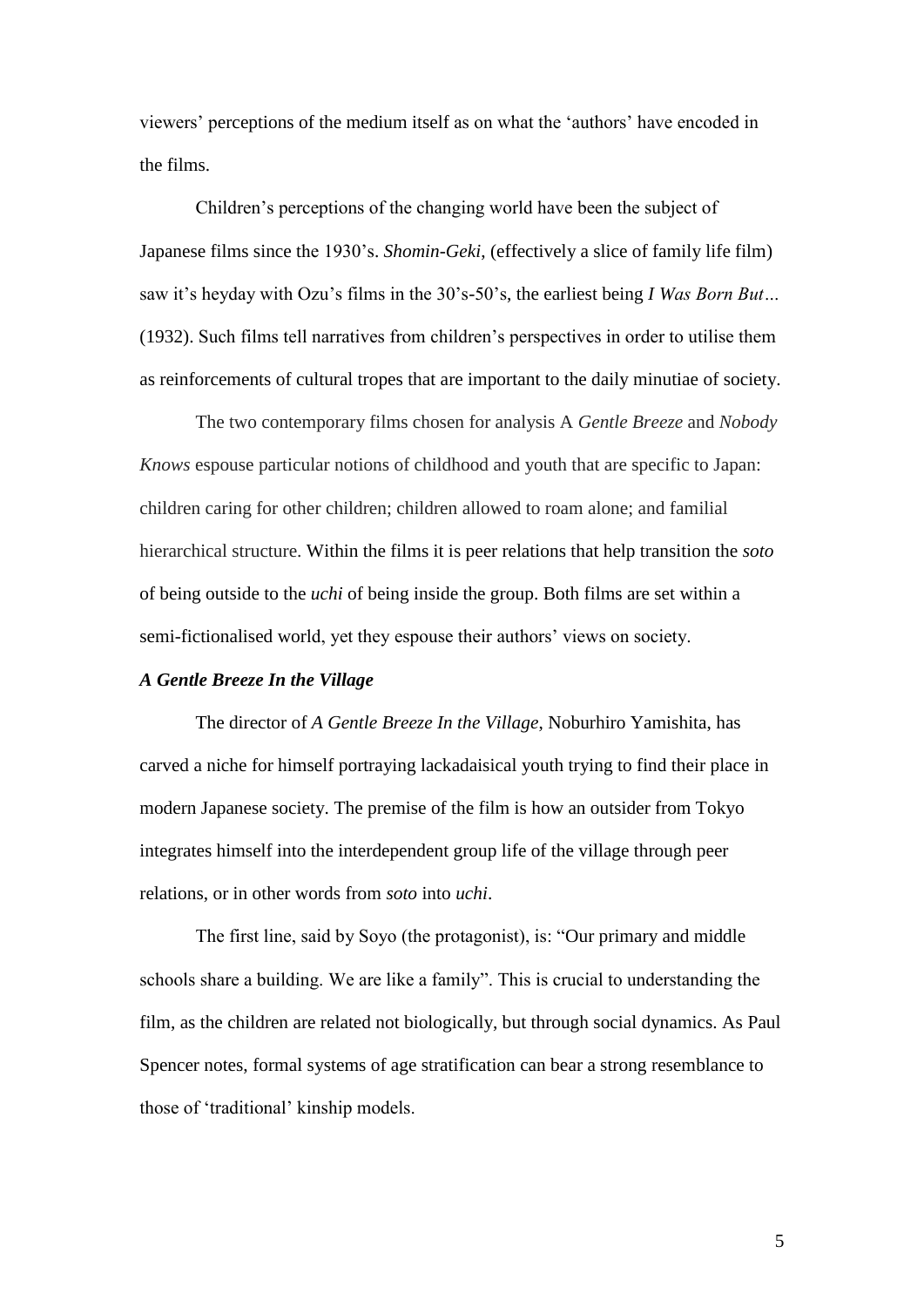viewers' perceptions of the medium itself as on what the 'authors' have encoded in the films.

Children's perceptions of the changing world have been the subject of Japanese films since the 1930's. *Shomin-Geki*, (effectively a slice of family life film) saw it's heyday with Ozu's films in the 30's-50's, the earliest being *I Was Born But…* (1932). Such films tell narratives from children's perspectives in order to utilise them as reinforcements of cultural tropes that are important to the daily minutiae of society.

The two contemporary films chosen for analysis A *Gentle Breeze* and *Nobody Knows* espouse particular notions of childhood and youth that are specific to Japan: children caring for other children; children allowed to roam alone; and familial hierarchical structure. Within the films it is peer relations that help transition the *soto* of being outside to the *uchi* of being inside the group. Both films are set within a semi-fictionalised world, yet they espouse their authors' views on society.

***A Gentle Breeze In the Village***

The director of *A Gentle Breeze In the Village*, Noburhiro Yamishita, has carved a niche for himself portraying lackadaisical youth trying to find their place in modern Japanese society. The premise of the film is how an outsider from Tokyo integrates himself into the interdependent group life of the village through peer relations, or in other words from *soto* into *uchi*.

The first line, said by Soyo (the protagonist), is: "Our primary and middle schools share a building. We are like a family". This is crucial to understanding the film, as the children are related not biologically, but through social dynamics. As Paul Spencer notes, formal systems of age stratification can bear a strong resemblance to those of 'traditional' kinship models.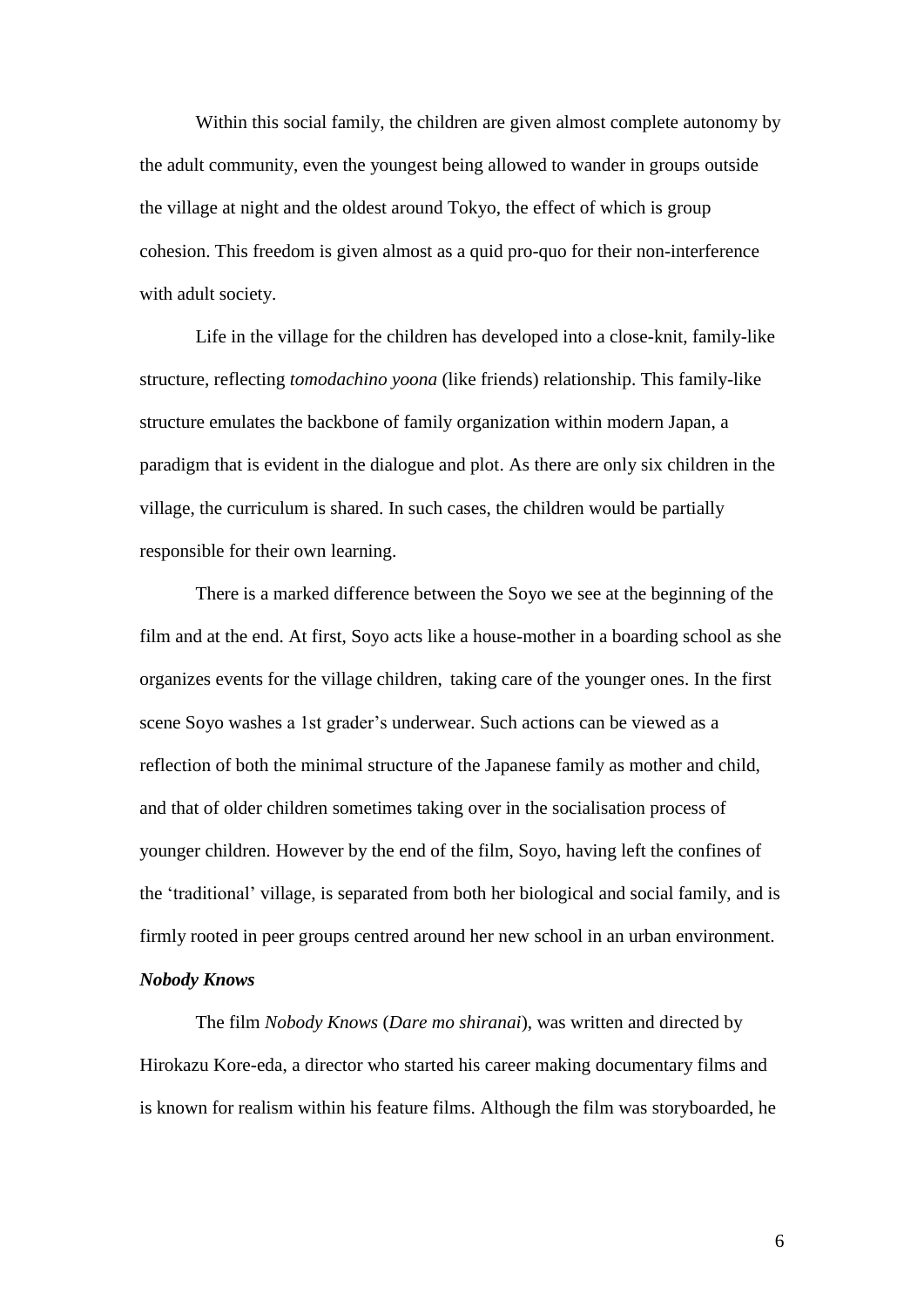Within this social family, the children are given almost complete autonomy by the adult community, even the youngest being allowed to wander in groups outside the village at night and the oldest around Tokyo, the effect of which is group cohesion. This freedom is given almost as a quid pro-quo for their non-interference with adult society.

Life in the village for the children has developed into a close-knit, family-like structure, reflecting *tomodachino yoona* (like friends) relationship. This family-like structure emulates the backbone of family organization within modern Japan, a paradigm that is evident in the dialogue and plot. As there are only six children in the village, the curriculum is shared. In such cases, the children would be partially responsible for their own learning.

There is a marked difference between the Soyo we see at the beginning of the film and at the end. At first, Soyo acts like a house-mother in a boarding school as she organizes events for the village children, taking care of the younger ones. In the first scene Soyo washes a 1st grader's underwear. Such actions can be viewed as a reflection of both the minimal structure of the Japanese family as mother and child, and that of older children sometimes taking over in the socialisation process of younger children. However by the end of the film, Soyo, having left the confines of the 'traditional' village, is separated from both her biological and social family, and is firmly rooted in peer groups centred around her new school in an urban environment.

***Nobody Knows***

The film *Nobody Knows* (*Dare mo shiranai*), was written and directed by Hirokazu Kore-eda, a director who started his career making documentary films and is known for realism within his feature films. Although the film was storyboarded, he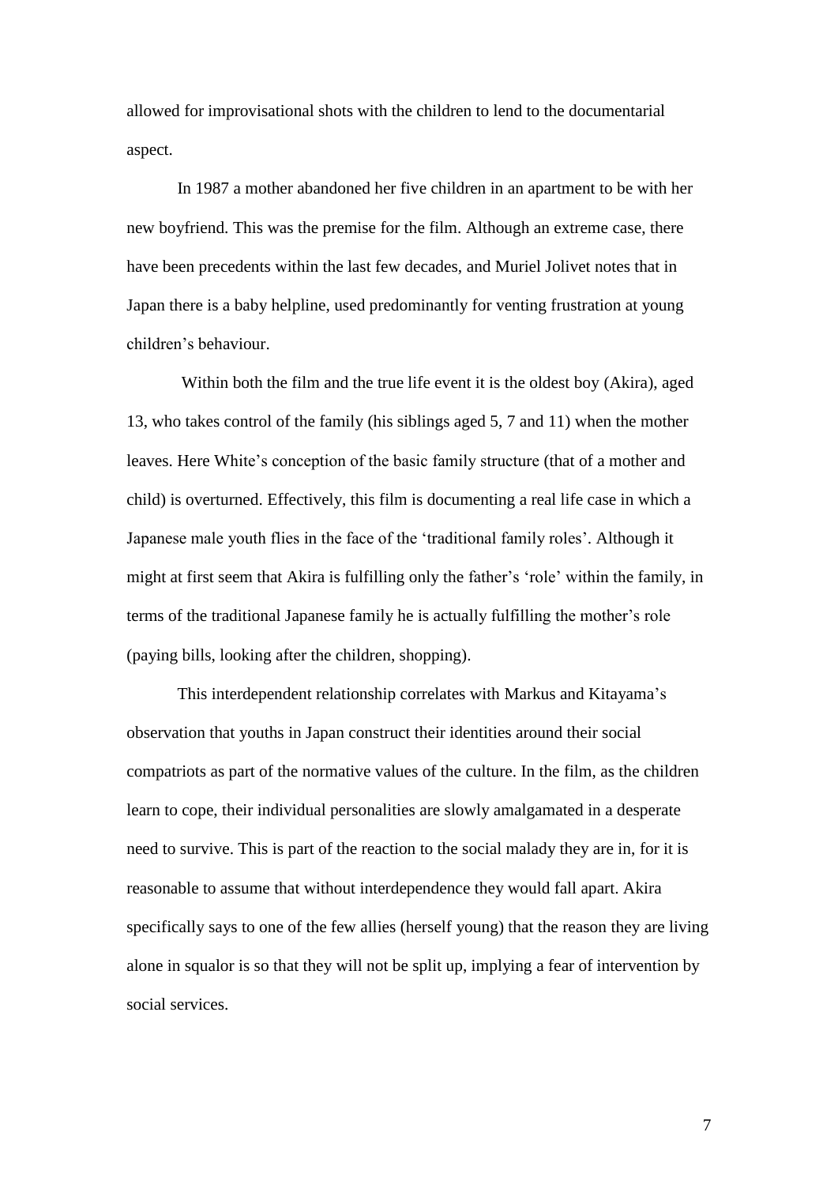allowed for improvisational shots with the children to lend to the documentarial aspect.

In 1987 a mother abandoned her five children in an apartment to be with her new boyfriend. This was the premise for the film. Although an extreme case, there have been precedents within the last few decades, and Muriel Jolivet notes that in Japan there is a baby helpline, used predominantly for venting frustration at young children's behaviour.

Within both the film and the true life event it is the oldest boy (Akira), aged 13, who takes control of the family (his siblings aged 5, 7 and 11) when the mother leaves. Here White's conception of the basic family structure (that of a mother and child) is overturned. Effectively, this film is documenting a real life case in which a Japanese male youth flies in the face of the 'traditional family roles'. Although it might at first seem that Akira is fulfilling only the father's 'role' within the family, in terms of the traditional Japanese family he is actually fulfilling the mother's role (paying bills, looking after the children, shopping).

This interdependent relationship correlates with Markus and Kitayama's observation that youths in Japan construct their identities around their social compatriots as part of the normative values of the culture. In the film, as the children learn to cope, their individual personalities are slowly amalgamated in a desperate need to survive. This is part of the reaction to the social malady they are in, for it is reasonable to assume that without interdependence they would fall apart. Akira specifically says to one of the few allies (herself young) that the reason they are living alone in squalor is so that they will not be split up, implying a fear of intervention by social services.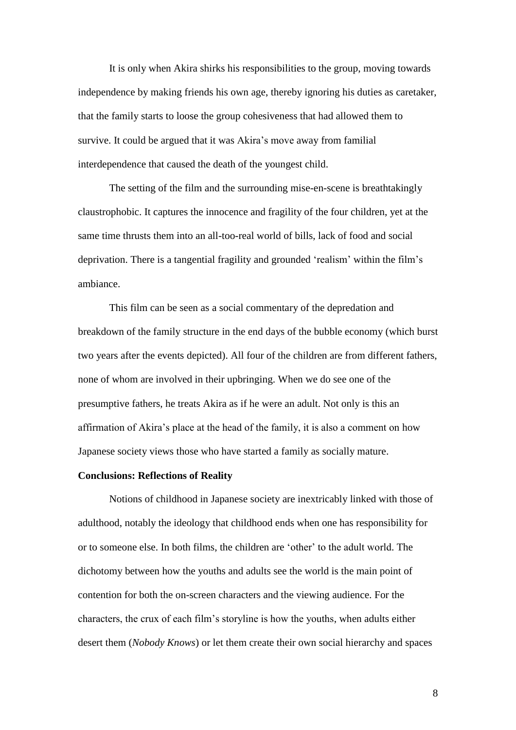It is only when Akira shirks his responsibilities to the group, moving towards independence by making friends his own age, thereby ignoring his duties as caretaker, that the family starts to loose the group cohesiveness that had allowed them to survive. It could be argued that it was Akira's move away from familial interdependence that caused the death of the youngest child.

The setting of the film and the surrounding mise-en-scene is breathtakingly claustrophobic. It captures the innocence and fragility of the four children, yet at the same time thrusts them into an all-too-real world of bills, lack of food and social deprivation. There is a tangential fragility and grounded 'realism' within the film's ambiance.

This film can be seen as a social commentary of the depredation and breakdown of the family structure in the end days of the bubble economy (which burst two years after the events depicted). All four of the children are from different fathers, none of whom are involved in their upbringing. When we do see one of the presumptive fathers, he treats Akira as if he were an adult. Not only is this an affirmation of Akira's place at the head of the family, it is also a comment on how Japanese society views those who have started a family as socially mature.

**Conclusions: Reflections of Reality**

Notions of childhood in Japanese society are inextricably linked with those of adulthood, notably the ideology that childhood ends when one has responsibility for or to someone else. In both films, the children are 'other' to the adult world. The dichotomy between how the youths and adults see the world is the main point of contention for both the on-screen characters and the viewing audience. For the characters, the crux of each film's storyline is how the youths, when adults either desert them (*Nobody Knows*) or let them create their own social hierarchy and spaces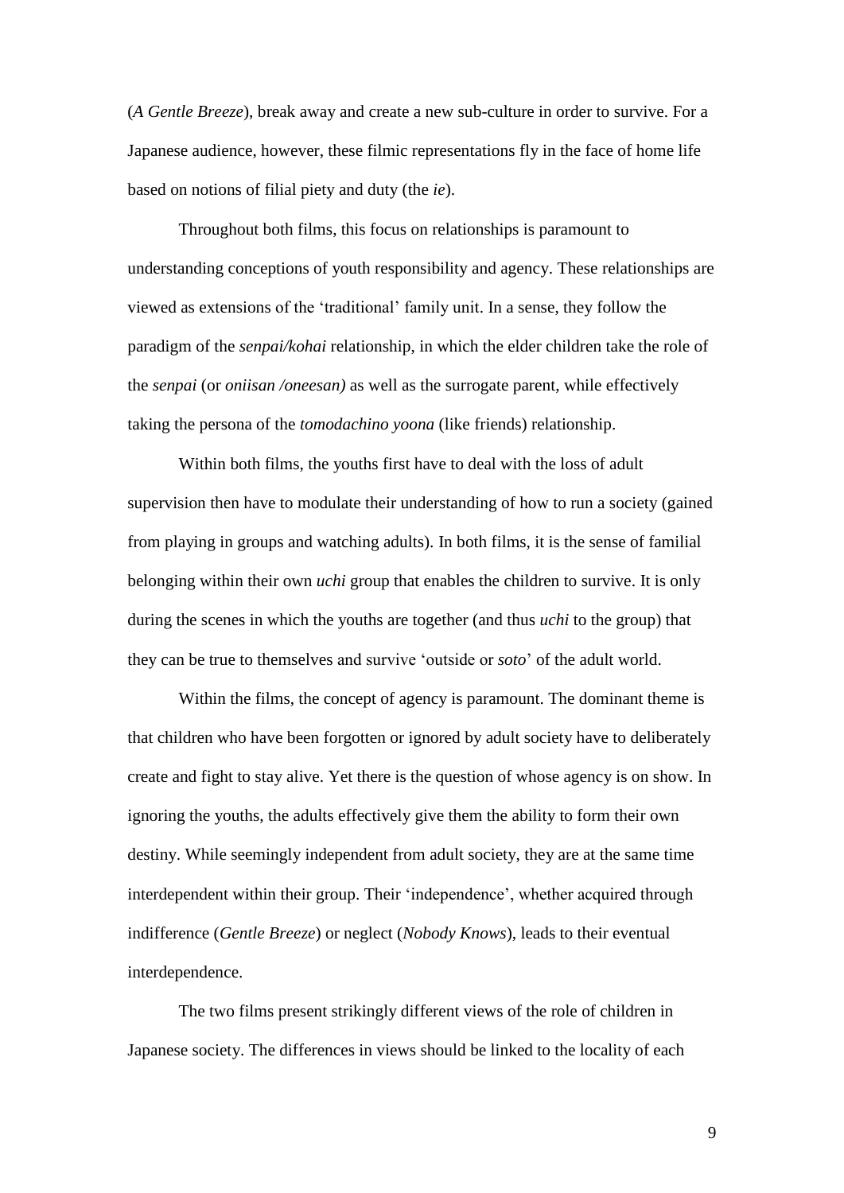(*A Gentle Breeze*), break away and create a new sub-culture in order to survive. For a Japanese audience, however, these filmic representations fly in the face of home life based on notions of filial piety and duty (the *ie*).

Throughout both films, this focus on relationships is paramount to understanding conceptions of youth responsibility and agency. These relationships are viewed as extensions of the 'traditional' family unit. In a sense, they follow the paradigm of the *senpai/kohai* relationship, in which the elder children take the role of the *senpai* (or *oniisan /oneesan)* as well as the surrogate parent, while effectively taking the persona of the *tomodachino yoona* (like friends) relationship.

Within both films, the youths first have to deal with the loss of adult supervision then have to modulate their understanding of how to run a society (gained from playing in groups and watching adults). In both films, it is the sense of familial belonging within their own *uchi* group that enables the children to survive. It is only during the scenes in which the youths are together (and thus *uchi* to the group) that they can be true to themselves and survive 'outside or *soto*' of the adult world.

Within the films, the concept of agency is paramount. The dominant theme is that children who have been forgotten or ignored by adult society have to deliberately create and fight to stay alive. Yet there is the question of whose agency is on show. In ignoring the youths, the adults effectively give them the ability to form their own destiny. While seemingly independent from adult society, they are at the same time interdependent within their group. Their 'independence', whether acquired through indifference (*Gentle Breeze*) or neglect (*Nobody Knows*), leads to their eventual interdependence.

The two films present strikingly different views of the role of children in Japanese society. The differences in views should be linked to the locality of each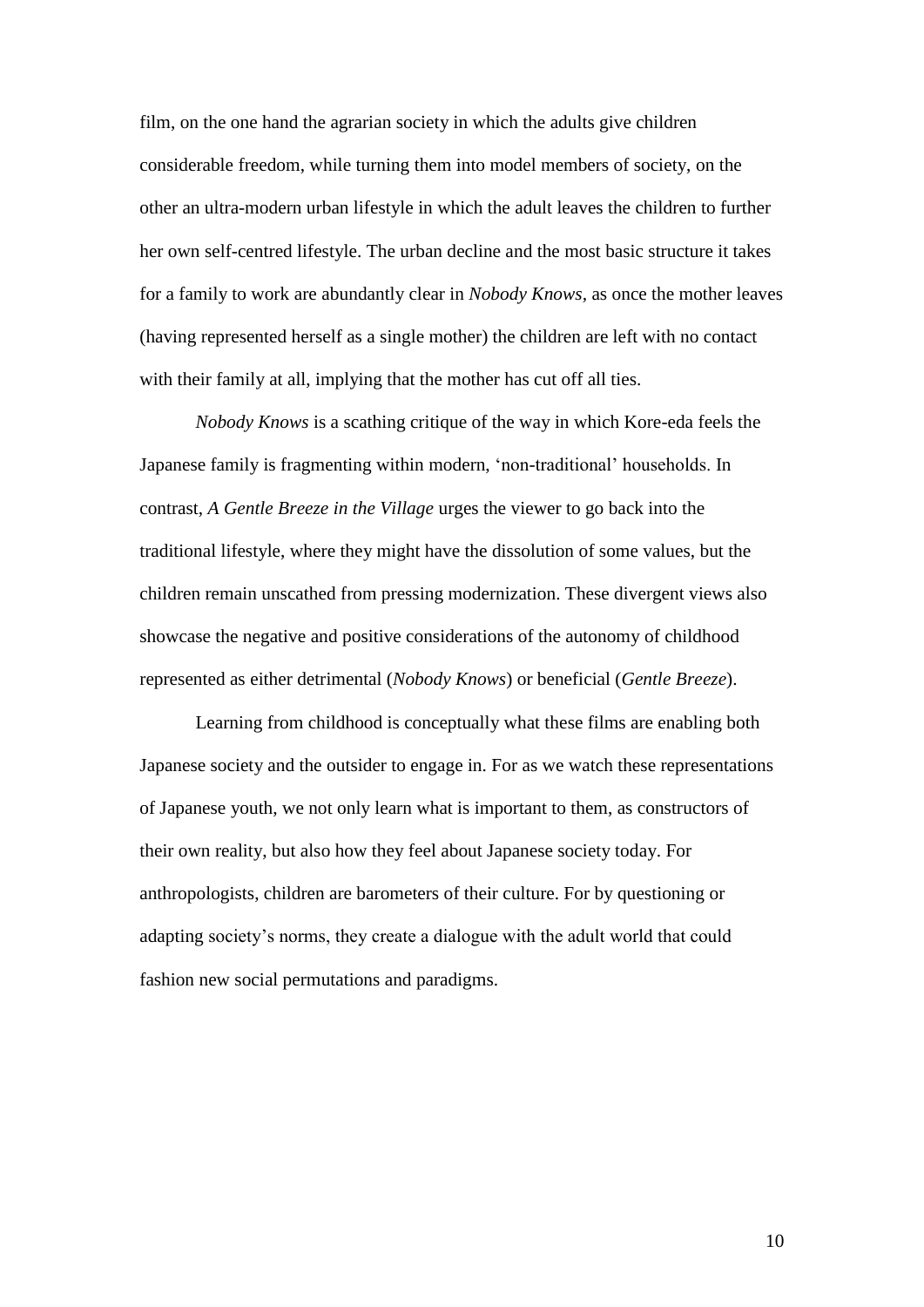film, on the one hand the agrarian society in which the adults give children considerable freedom, while turning them into model members of society, on the other an ultra-modern urban lifestyle in which the adult leaves the children to further her own self-centred lifestyle. The urban decline and the most basic structure it takes for a family to work are abundantly clear in *Nobody Knows*, as once the mother leaves (having represented herself as a single mother) the children are left with no contact with their family at all, implying that the mother has cut off all ties.

*Nobody Knows* is a scathing critique of the way in which Kore-eda feels the Japanese family is fragmenting within modern, 'non-traditional' households. In contrast, *A Gentle Breeze in the Village* urges the viewer to go back into the traditional lifestyle, where they might have the dissolution of some values, but the children remain unscathed from pressing modernization. These divergent views also showcase the negative and positive considerations of the autonomy of childhood represented as either detrimental (*Nobody Knows*) or beneficial (*Gentle Breeze*).

Learning from childhood is conceptually what these films are enabling both Japanese society and the outsider to engage in. For as we watch these representations of Japanese youth, we not only learn what is important to them, as constructors of their own reality, but also how they feel about Japanese society today. For anthropologists, children are barometers of their culture. For by questioning or adapting society's norms, they create a dialogue with the adult world that could fashion new social permutations and paradigms.